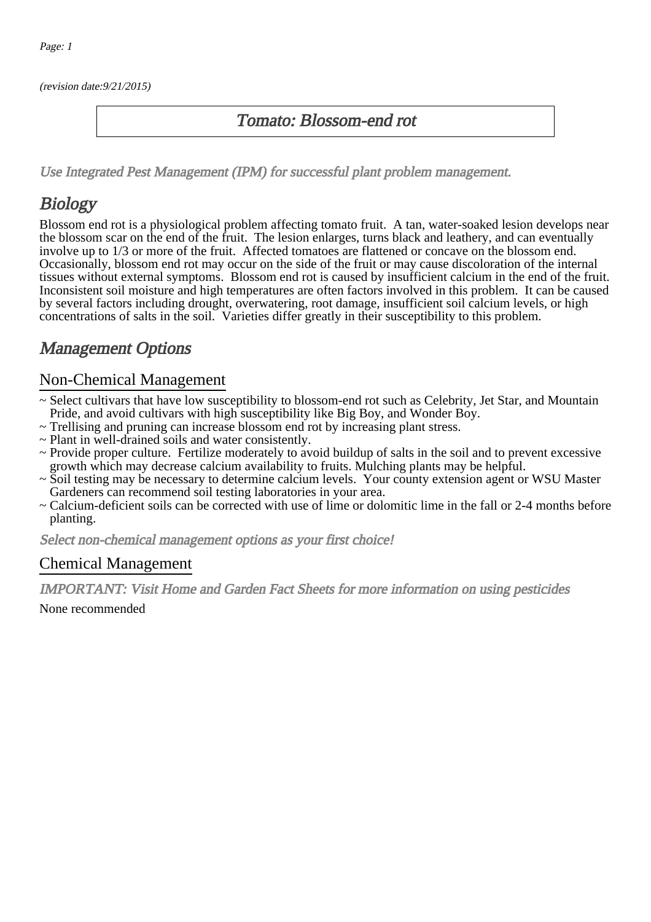(revision date:9/21/2015)

# Tomato: Blossom-end rot

*Use Integrated Pest Management (IPM) for successful plant problem management.*

## Biology

Blossom end rot is a physiological problem affecting tomato fruit. A tan, water-soaked lesion develops near the blossom scar on the end of the fruit. The lesion enlarges, turns black and leathery, and can eventually involve up to 1/3 or more of the fruit. Affected tomatoes are flattened or concave on the blossom end. Occasionally, blossom end rot may occur on the side of the fruit or may cause discoloration of the internal tissues without external symptoms. Blossom end rot is caused by insufficient calcium in the end of the fruit. Inconsistent soil moisture and high temperatures are often factors involved in this problem. It can be caused by several factors including drought, overwatering, root damage, insufficient soil calcium levels, or high concentrations of salts in the soil. Varieties differ greatly in their susceptibility to this problem.

## Management Options

### Non-Chemical Management

~ Select cultivars that have low susceptibility to blossom-end rot such as Celebrity, Jet Star, and Mountain Pride, and avoid cultivars with high susceptibility like Big Boy, and Wonder Boy.
~ Trellising and pruning can increase blossom end rot by increasing plant stress.
~ Plant in well-drained soils and water consistently.
~ Provide proper culture. Fertilize moderately to avoid buildup of salts in the soil and to prevent excessive growth which may decrease calcium availability to fruits. Mulching plants may be helpful.
~ Soil testing may be necessary to determine calcium levels. Your county extension agent or WSU Master Gardeners can recommend soil testing laboratories in your area.
~ Calcium-deficient soils can be corrected with use of lime or dolomitic lime in the fall or 2-4 months before planting.

*Select non-chemical management options as your first choice!*

### Chemical Management

*IMPORTANT: Visit Home and Garden Fact Sheets for more information on using pesticides*

None recommended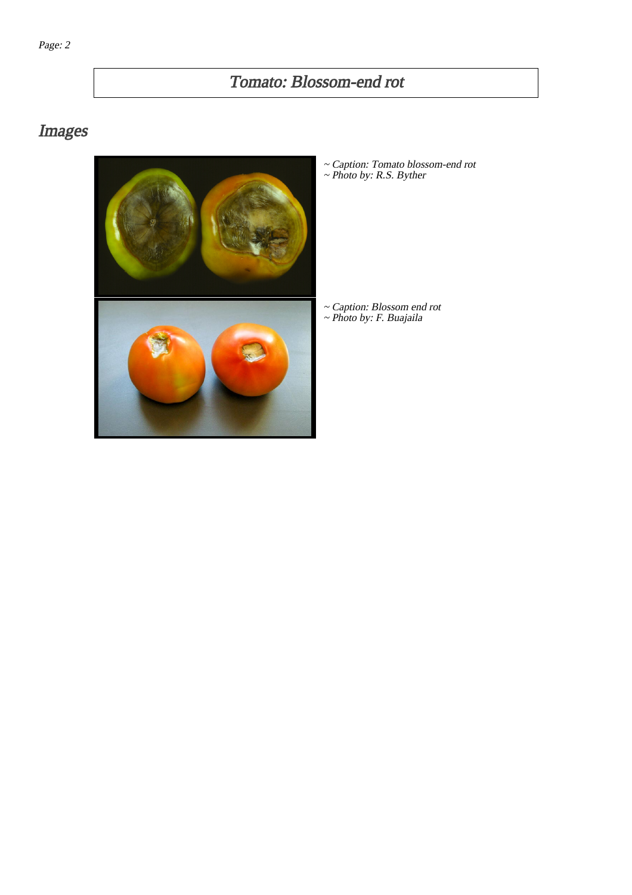# Tomato: Blossom-end rot

## Images

~ Caption: Tomato blossom-end rot
~ Photo by: R.S. Byther

~ Caption: Blossom end rot
~ Photo by: F. Buajaila